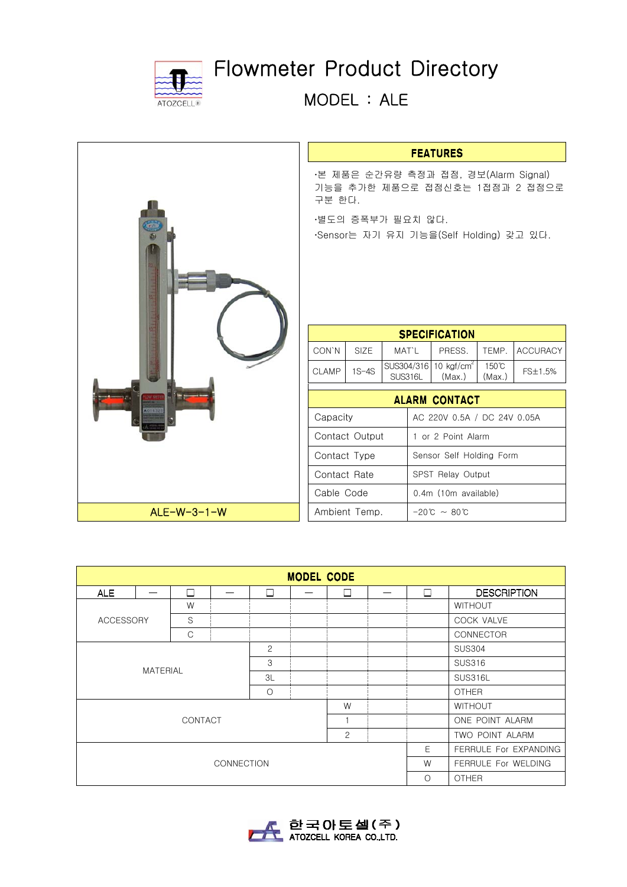# Flowmeter Product Directory

## MODEL : ALE

ALE-W-3-1-W

### FEATURES

- 본 제품은 순간유량 측정과 접점, 경보(Alarm Signal) 기능을 추가한 제품으로 접점신호는 1접점과 2 접점으로 구분 한다.
- 별도의 증폭부가 필요치 않다.
- Sensor는 자기 유지 기능을(Self Holding) 갖고 있다.

### SPECIFICATION

| CON`N | SIZE | MAT`L | PRESS. | TEMP. | ACCURACY |
|---|---|---|---|---|---|
| CLAMP | 1S-4S | SUS304/316 SUS316L | 10 kgf/cm$^2$ (Max.) | 150℃ (Max.) | FS±1.5% |

### ALARM CONTACT

| | |
|---|---|
| Capacity | AC 220V 0.5A / DC 24V 0.05A |
| Contact Output | 1 or 2 Point Alarm |
| Contact Type | Sensor Self Holding Form |
| Contact Rate | SPST Relay Output |
| Cable Code | 0.4m (10m available) |
| Ambient Temp. | -20℃ ~ 80℃ |

### MODEL CODE

| ALE | — | □ | — | □ | — | □ | — | □ | DESCRIPTION |
|---|---|---|---|---|---|---|---|---|---|
| ACCESSORY | | W | | | | | | | WITHOUT |
| | | S | | | | | | | COCK VALVE |
| | | C | | | | | | | CONNECTOR |
| MATERIAL | | | | 2 | | | | | SUS304 |
| | | | | 3 | | | | | SUS316 |
| | | | | 3L | | | | | SUS316L |
| | | | | O | | | | | OTHER |
| CONTACT | | | | | | W | | | WITHOUT |
| | | | | | | 1 | | | ONE POINT ALARM |
| | | | | | | 2 | | | TWO POINT ALARM |
| CONNECTION | | | | | | | | E | FERRULE For EXPANDING |
| | | | | | | | | W | FERRULE For WELDING |
| | | | | | | | | O | OTHER |

한국아토셀(주)
ATOZCELL KOREA CO.,LTD.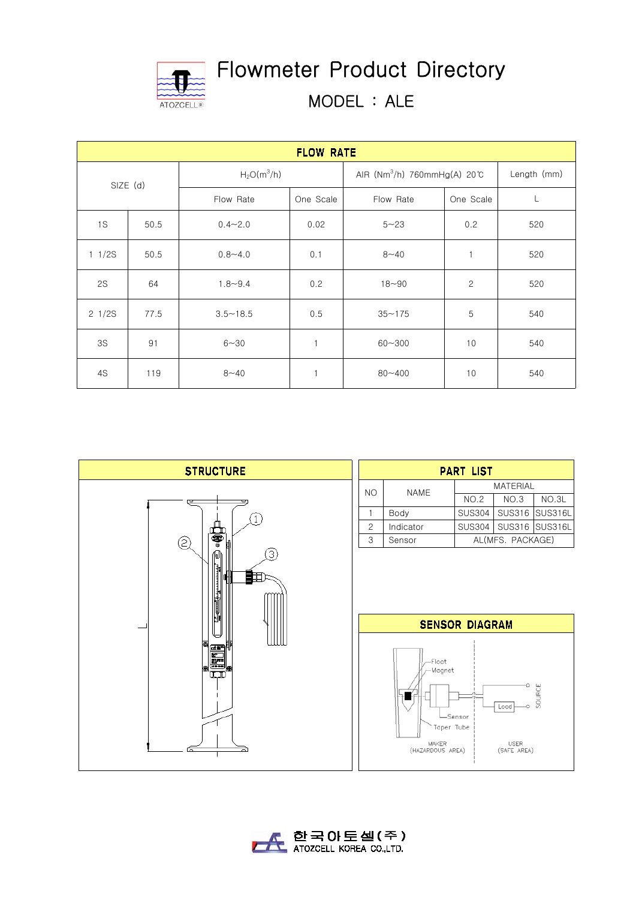# Flowmeter Product Directory

## MODEL : ALE

**FLOW RATE**

| SIZE (d) | | $H_2O$($m^3$/h) | | AIR ($Nm^3$/h) 760mmHg(A) 20℃ | | Length (mm) |
|---|---|---|---|---|---|---|
| | | Flow Rate | One Scale | Flow Rate | One Scale | L |
| 1S | 50.5 | 0.4~2.0 | 0.02 | 5~23 | 0.2 | 520 |
| 1 1/2S | 50.5 | 0.8~4.0 | 0.1 | 8~40 | 1 | 520 |
| 2S | 64 | 1.8~9.4 | 0.2 | 18~90 | 2 | 520 |
| 2 1/2S | 77.5 | 3.5~18.5 | 0.5 | 35~175 | 5 | 540 |
| 3S | 91 | 6~30 | 1 | 60~300 | 10 | 540 |
| 4S | 119 | 8~40 | 1 | 80~400 | 10 | 540 |

**STRUCTURE**

①
②
③
L

**PART LIST**

| NO | NAME | MATERIAL | | |
|---|---|---|---|---|
| | | NO.2 | NO.3 | NO.3L |
| 1 | Body | SUS304 | SUS316 | SUS316L |
| 2 | Indicator | SUS304 | SUS316 | SUS316L |
| 3 | Sensor | AL(MFS. PACKAGE) | | |

**SENSOR DIAGRAM**

Float
Magnet
Sensor
Taper Tube
Load
SOURCE
MAKER
(HAZARDOUS AREA)
USER
(SAFE AREA)

한국아토셀(주)
ATOZCELL KOREA CO.,LTD.